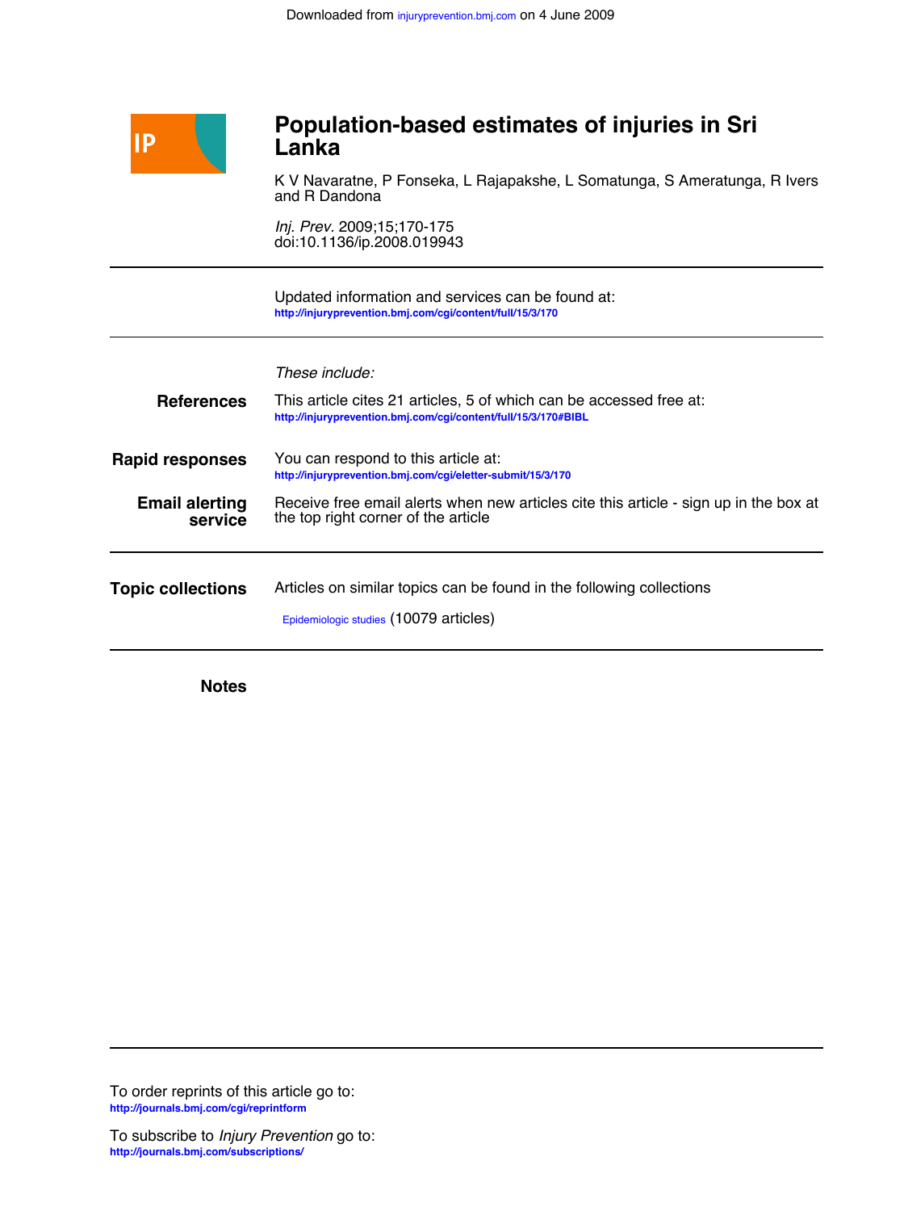Downloaded from injuryprevention.bmj.com on 4 June 2009

# Population-based estimates of injuries in Sri Lanka

K V Navaratne, P Fonseka, L Rajapakshe, L Somatunga, S Ameratunga, R Ivers and R Dandona

*Inj. Prev.* 2009;15;170-175
doi:10.1136/ip.2008.019943

Updated information and services can be found at:
http://injuryprevention.bmj.com/cgi/content/full/15/3/170

*These include:*

**References** This article cites 21 articles, 5 of which can be accessed free at:
http://injuryprevention.bmj.com/cgi/content/full/15/3/170#BIBL

**Rapid responses** You can respond to this article at:
http://injuryprevention.bmj.com/cgi/eletter-submit/15/3/170

**Email alerting service** Receive free email alerts when new articles cite this article - sign up in the box at the top right corner of the article

**Topic collections** Articles on similar topics can be found in the following collections

Epidemiologic studies (10079 articles)

**Notes**

To order reprints of this article go to:
http://journals.bmj.com/cgi/reprintform

To subscribe to *Injury Prevention* go to:
http://journals.bmj.com/subscriptions/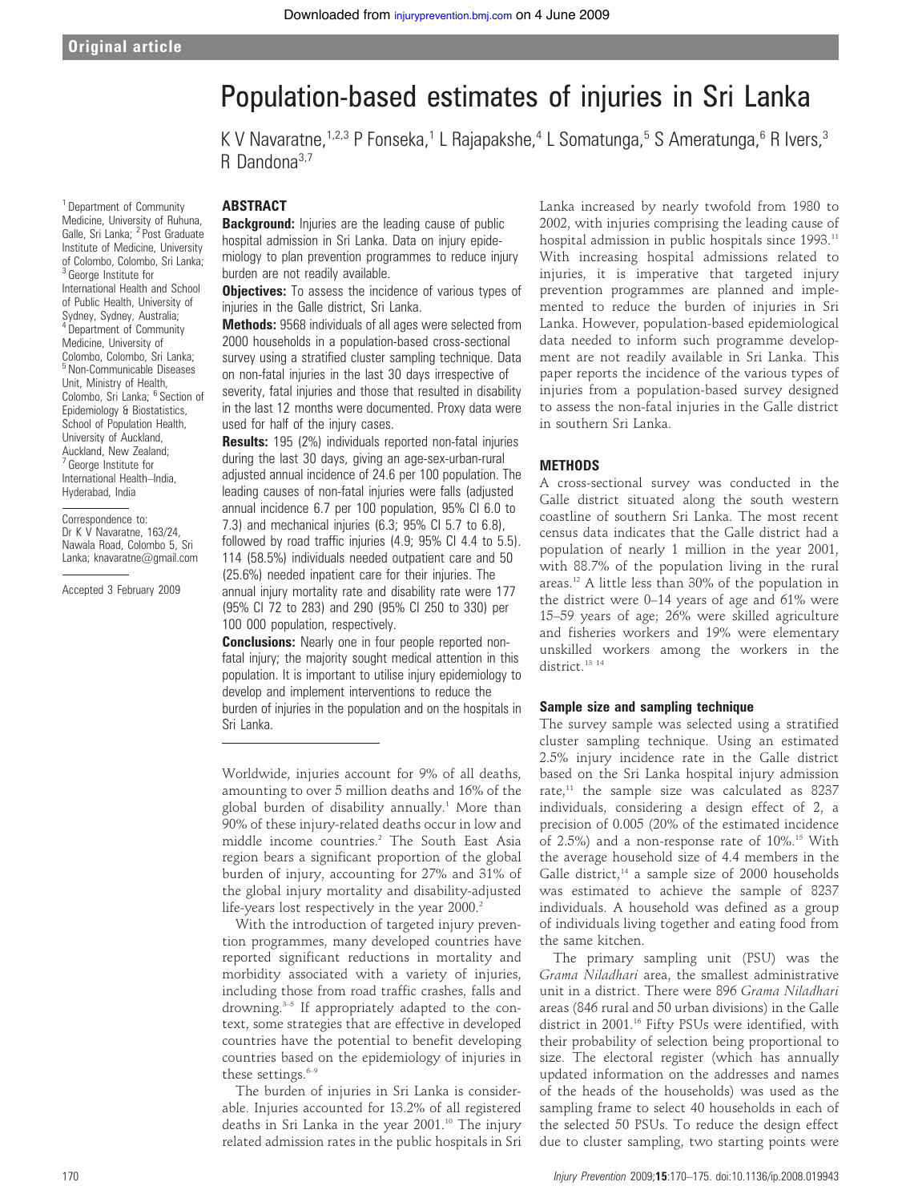Original article

# Population-based estimates of injuries in Sri Lanka

K V Navaratne,[1,2,3] P Fonseka,[1] L Rajapakshe,[4] L Somatunga,[5] S Ameratunga,[6] R Ivers,[3] R Dandona[3,7]

[1] Department of Community Medicine, University of Ruhuna, Galle, Sri Lanka; [2] Post Graduate Institute of Medicine, University of Colombo, Colombo, Sri Lanka; [3] George Institute for International Health and School of Public Health, University of Sydney, Sydney, Australia; [4] Department of Community Medicine, University of Colombo, Colombo, Sri Lanka; [5] Non-Communicable Diseases Unit, Ministry of Health, Colombo, Sri Lanka; [6] Section of Epidemiology & Biostatistics, School of Population Health, University of Auckland, Auckland, New Zealand; [7] George Institute for International Health–India, Hyderabad, India

Correspondence to: Dr K V Navaratne, 163/24, Nawala Road, Colombo 5, Sri Lanka; knavaratne@gmail.com

Accepted 3 February 2009

## ABSTRACT

**Background:** Injuries are the leading cause of public hospital admission in Sri Lanka. Data on injury epidemiology to plan prevention programmes to reduce injury burden are not readily available.

**Objectives:** To assess the incidence of various types of injuries in the Galle district, Sri Lanka.

**Methods:** 9568 individuals of all ages were selected from 2000 households in a population-based cross-sectional survey using a stratified cluster sampling technique. Data on non-fatal injuries in the last 30 days irrespective of severity, fatal injuries and those that resulted in disability in the last 12 months were documented. Proxy data were used for half of the injury cases.

**Results:** 195 (2%) individuals reported non-fatal injuries during the last 30 days, giving an age-sex-urban-rural adjusted annual incidence of 24.6 per 100 population. The leading causes of non-fatal injuries were falls (adjusted annual incidence 6.7 per 100 population, 95% CI 6.0 to 7.3) and mechanical injuries (6.3; 95% CI 5.7 to 6.8), followed by road traffic injuries (4.9; 95% CI 4.4 to 5.5). 114 (58.5%) individuals needed outpatient care and 50 (25.6%) needed inpatient care for their injuries. The annual injury mortality rate and disability rate were 177 (95% CI 72 to 283) and 290 (95% CI 250 to 330) per 100 000 population, respectively.

**Conclusions:** Nearly one in four people reported non-fatal injury; the majority sought medical attention in this population. It is important to utilise injury epidemiology to develop and implement interventions to reduce the burden of injuries in the population and on the hospitals in Sri Lanka.

Worldwide, injuries account for 9% of all deaths, amounting to over 5 million deaths and 16% of the global burden of disability annually.[1] More than 90% of these injury-related deaths occur in low and middle income countries.[2] The South East Asia region bears a significant proportion of the global burden of injury, accounting for 27% and 31% of the global injury mortality and disability-adjusted life-years lost respectively in the year 2000.[2]

With the introduction of targeted injury prevention programmes, many developed countries have reported significant reductions in mortality and morbidity associated with a variety of injuries, including those from road traffic crashes, falls and drowning.[3–5] If appropriately adapted to the context, some strategies that are effective in developed countries have the potential to benefit developing countries based on the epidemiology of injuries in these settings.[6–9]

The burden of injuries in Sri Lanka is considerable. Injuries accounted for 13.2% of all registered deaths in Sri Lanka in the year 2001.[10] The injury related admission rates in the public hospitals in Sri Lanka increased by nearly twofold from 1980 to 2002, with injuries comprising the leading cause of hospital admission in public hospitals since 1993.[11] With increasing hospital admissions related to injuries, it is imperative that targeted injury prevention programmes are planned and implemented to reduce the burden of injuries in Sri Lanka. However, population-based epidemiological data needed to inform such programme development are not readily available in Sri Lanka. This paper reports the incidence of the various types of injuries from a population-based survey designed to assess the non-fatal injuries in the Galle district in southern Sri Lanka.

## METHODS

A cross-sectional survey was conducted in the Galle district situated along the south western coastline of southern Sri Lanka. The most recent census data indicates that the Galle district had a population of nearly 1 million in the year 2001, with 88.7% of the population living in the rural areas.[12] A little less than 30% of the population in the district were 0–14 years of age and 61% were 15–59 years of age; 26% were skilled agriculture and fisheries workers and 19% were elementary unskilled workers among the workers in the district.[13 14]

### Sample size and sampling technique

The survey sample was selected using a stratified cluster sampling technique. Using an estimated 2.5% injury incidence rate in the Galle district based on the Sri Lanka hospital injury admission rate,[11] the sample size was calculated as 8237 individuals, considering a design effect of 2, a precision of 0.005 (20% of the estimated incidence of 2.5%) and a non-response rate of 10%.[15] With the average household size of 4.4 members in the Galle district,[14] a sample size of 2000 households was estimated to achieve the sample of 8237 individuals. A household was defined as a group of individuals living together and eating food from the same kitchen.

The primary sampling unit (PSU) was the *Grama Niladhari* area, the smallest administrative unit in a district. There were 896 *Grama Niladhari* areas (846 rural and 50 urban divisions) in the Galle district in 2001.[16] Fifty PSUs were identified, with their probability of selection being proportional to size. The electoral register (which has annually updated information on the addresses and names of the heads of the households) was used as the sampling frame to select 40 households in each of the selected 50 PSUs. To reduce the design effect due to cluster sampling, two starting points were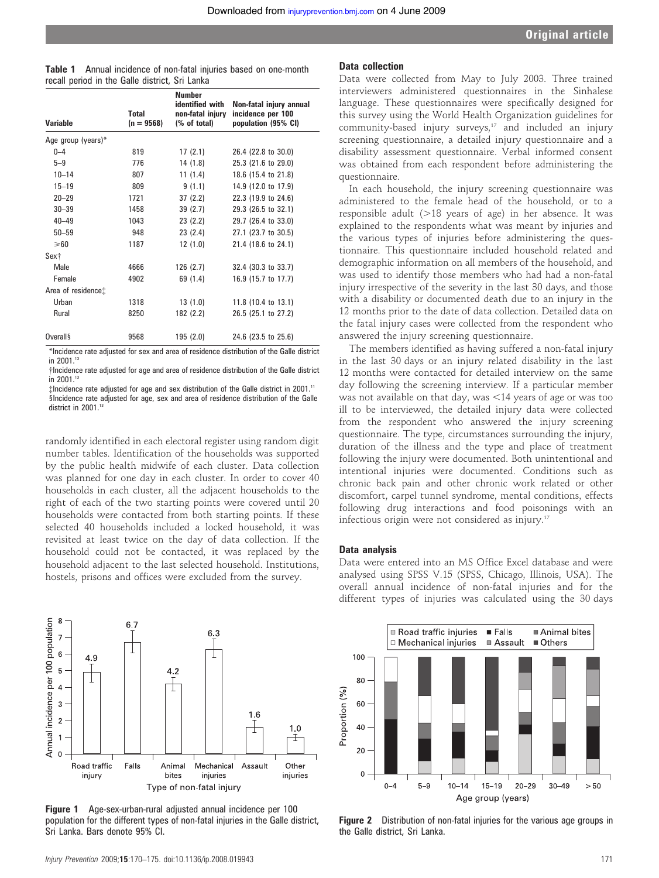**Table 1** Annual incidence of non-fatal injuries based on one-month recall period in the Galle district, Sri Lanka

| Variable | Total (n = 9568) | Number identified with non-fatal injury (% of total) | Non-fatal injury annual incidence per 100 population (95% CI) |
|---|---|---|---|
| Age group (years)* | | | |
| 0–4 | 819 | 17 (2.1) | 26.4 (22.8 to 30.0) |
| 5–9 | 776 | 14 (1.8) | 25.3 (21.6 to 29.0) |
| 10–14 | 807 | 11 (1.4) | 18.6 (15.4 to 21.8) |
| 15–19 | 809 | 9 (1.1) | 14.9 (12.0 to 17.9) |
| 20–29 | 1721 | 37 (2.2) | 22.3 (19.9 to 24.6) |
| 30–39 | 1458 | 39 (2.7) | 29.3 (26.5 to 32.1) |
| 40–49 | 1043 | 23 (2.2) | 29.7 (26.4 to 33.0) |
| 50–59 | 948 | 23 (2.4) | 27.1 (23.7 to 30.5) |
| ⩾60 | 1187 | 12 (1.0) | 21.4 (18.6 to 24.1) |
| Sex† | | | |
| Male | 4666 | 126 (2.7) | 32.4 (30.3 to 33.7) |
| Female | 4902 | 69 (1.4) | 16.9 (15.7 to 17.7) |
| Area of residence‡ | | | |
| Urban | 1318 | 13 (1.0) | 11.8 (10.4 to 13.1) |
| Rural | 8250 | 182 (2.2) | 26.5 (25.1 to 27.2) |
| Overall§ | 9568 | 195 (2.0) | 24.6 (23.5 to 25.6) |

*Incidence rate adjusted for sex and area of residence distribution of the Galle district in 2001.[13]
†Incidence rate adjusted for age and area of residence distribution of the Galle district in 2001.[13]
‡Incidence rate adjusted for age and sex distribution of the Galle district in 2001.[11]
§Incidence rate adjusted for age, sex and area of residence distribution of the Galle district in 2001.[13]

randomly identified in each electoral register using random digit number tables. Identification of the households was supported by the public health midwife of each cluster. Data collection was planned for one day in each cluster. In order to cover 40 households in each cluster, all the adjacent households to the right of each of the two starting points were covered until 20 households were contacted from both starting points. If these selected 40 households included a locked household, it was revisited at least twice on the day of data collection. If the household could not be contacted, it was replaced by the household adjacent to the last selected household. Institutions, hostels, prisons and offices were excluded from the survey.

**Figure 1** Age-sex-urban-rural adjusted annual incidence per 100 population for the different types of non-fatal injuries in the Galle district, Sri Lanka. Bars denote 95% CI.

### Data collection

Data were collected from May to July 2003. Three trained interviewers administered questionnaires in the Sinhalese language. These questionnaires were specifically designed for this survey using the World Health Organization guidelines for community-based injury surveys,[17] and included an injury screening questionnaire, a detailed injury questionnaire and a disability assessment questionnaire. Verbal informed consent was obtained from each respondent before administering the questionnaire.

In each household, the injury screening questionnaire was administered to the female head of the household, or to a responsible adult (>18 years of age) in her absence. It was explained to the respondents what was meant by injuries and the various types of injuries before administering the questionnaire. This questionnaire included household related and demographic information on all members of the household, and was used to identify those members who had had a non-fatal injury irrespective of the severity in the last 30 days, and those with a disability or documented death due to an injury in the 12 months prior to the date of data collection. Detailed data on the fatal injury cases were collected from the respondent who answered the injury screening questionnaire.

The members identified as having suffered a non-fatal injury in the last 30 days or an injury related disability in the last 12 months were contacted for detailed interview on the same day following the screening interview. If a particular member was not available on that day, was <14 years of age or was too ill to be interviewed, the detailed injury data were collected from the respondent who answered the injury screening questionnaire. The type, circumstances surrounding the injury, duration of the illness and the type and place of treatment following the injury were documented. Both unintentional and intentional injuries were documented. Conditions such as chronic back pain and other chronic work related or other discomfort, carpal tunnel syndrome, mental conditions, effects following drug interactions and food poisonings with an infectious origin were not considered as injury.[17]

### Data analysis

Data were entered into an MS Office Excel database and were analysed using SPSS V.15 (SPSS, Chicago, Illinois, USA). The overall annual incidence of non-fatal injuries and for the different types of injuries was calculated using the 30 days

**Figure 2** Distribution of non-fatal injuries for the various age groups in the Galle district, Sri Lanka.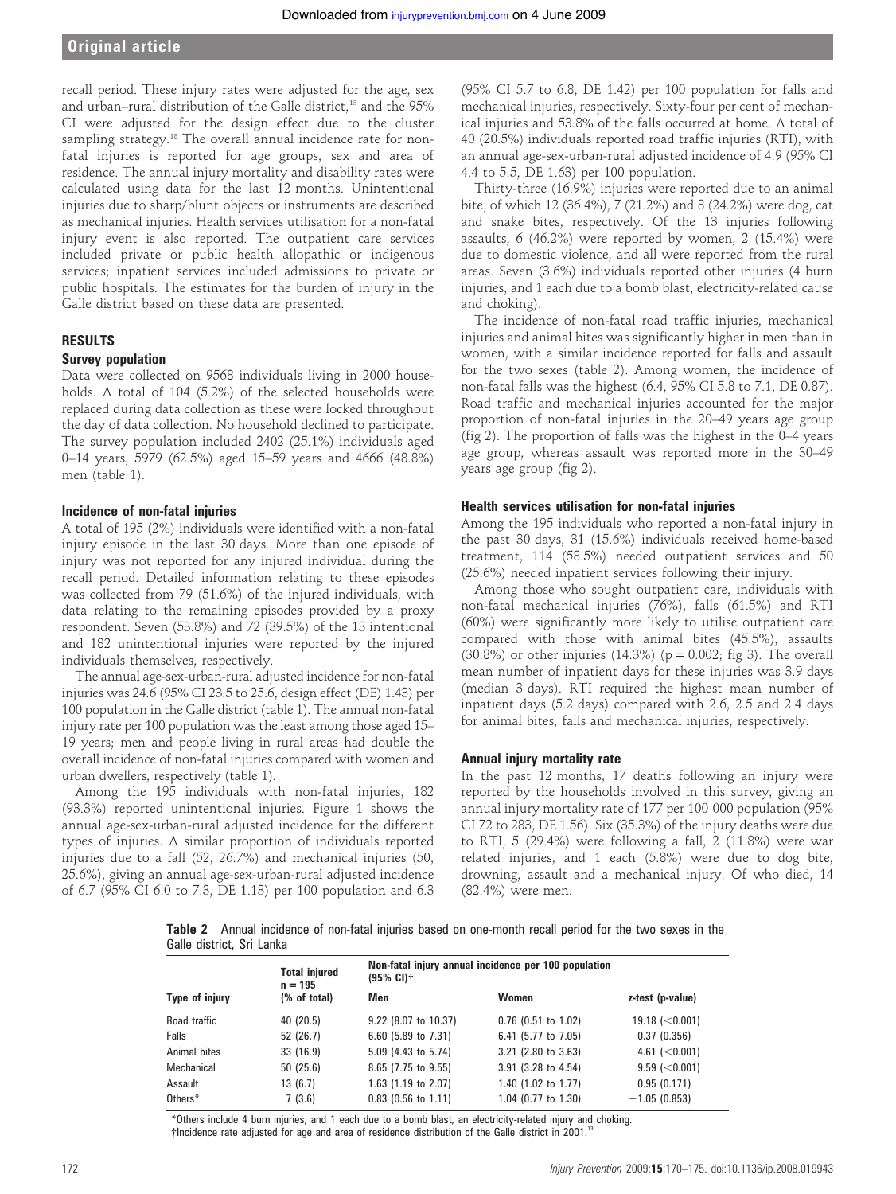recall period. These injury rates were adjusted for the age, sex and urban–rural distribution of the Galle district,[13] and the 95% CI were adjusted for the design effect due to the cluster sampling strategy.[18] The overall annual incidence rate for non-fatal injuries is reported for age groups, sex and area of residence. The annual injury mortality and disability rates were calculated using data for the last 12 months. Unintentional injuries due to sharp/blunt objects or instruments are described as mechanical injuries. Health services utilisation for a non-fatal injury event is also reported. The outpatient care services included private or public health allopathic or indigenous services; inpatient services included admissions to private or public hospitals. The estimates for the burden of injury in the Galle district based on these data are presented.

## RESULTS

### Survey population

Data were collected on 9568 individuals living in 2000 households. A total of 104 (5.2%) of the selected households were replaced during data collection as these were locked throughout the day of data collection. No household declined to participate. The survey population included 2402 (25.1%) individuals aged 0–14 years, 5979 (62.5%) aged 15–59 years and 4666 (48.8%) men (table 1).

### Incidence of non-fatal injuries

A total of 195 (2%) individuals were identified with a non-fatal injury episode in the last 30 days. More than one episode of injury was not reported for any injured individual during the recall period. Detailed information relating to these episodes was collected from 79 (51.6%) of the injured individuals, with data relating to the remaining episodes provided by a proxy respondent. Seven (53.8%) and 72 (39.5%) of the 13 intentional and 182 unintentional injuries were reported by the injured individuals themselves, respectively.

The annual age-sex-urban-rural adjusted incidence for non-fatal injuries was 24.6 (95% CI 23.5 to 25.6, design effect (DE) 1.43) per 100 population in the Galle district (table 1). The annual non-fatal injury rate per 100 population was the least among those aged 15–19 years; men and people living in rural areas had double the overall incidence of non-fatal injuries compared with women and urban dwellers, respectively (table 1).

Among the 195 individuals with non-fatal injuries, 182 (93.3%) reported unintentional injuries. Figure 1 shows the annual age-sex-urban-rural adjusted incidence for the different types of injuries. A similar proportion of individuals reported injuries due to a fall (52, 26.7%) and mechanical injuries (50, 25.6%), giving an annual age-sex-urban-rural adjusted incidence of 6.7 (95% CI 6.0 to 7.3, DE 1.13) per 100 population and 6.3 (95% CI 5.7 to 6.8, DE 1.42) per 100 population for falls and mechanical injuries, respectively. Sixty-four per cent of mechanical injuries and 53.8% of the falls occurred at home. A total of 40 (20.5%) individuals reported road traffic injuries (RTI), with an annual age-sex-urban-rural adjusted incidence of 4.9 (95% CI 4.4 to 5.5, DE 1.63) per 100 population.

Thirty-three (16.9%) injuries were reported due to an animal bite, of which 12 (36.4%), 7 (21.2%) and 8 (24.2%) were dog, cat and snake bites, respectively. Of the 13 injuries following assaults, 6 (46.2%) were reported by women, 2 (15.4%) were due to domestic violence, and all were reported from the rural areas. Seven (3.6%) individuals reported other injuries (4 burn injuries, and 1 each due to a bomb blast, electricity-related cause and choking).

The incidence of non-fatal road traffic injuries, mechanical injuries and animal bites was significantly higher in men than in women, with a similar incidence reported for falls and assault for the two sexes (table 2). Among women, the incidence of non-fatal falls was the highest (6.4, 95% CI 5.8 to 7.1, DE 0.87). Road traffic and mechanical injuries accounted for the major proportion of non-fatal injuries in the 20–49 years age group (fig 2). The proportion of falls was the highest in the 0–4 years age group, whereas assault was reported more in the 30–49 years age group (fig 2).

### Health services utilisation for non-fatal injuries

Among the 195 individuals who reported a non-fatal injury in the past 30 days, 31 (15.6%) individuals received home-based treatment, 114 (58.5%) needed outpatient services and 50 (25.6%) needed inpatient services following their injury.

Among those who sought outpatient care, individuals with non-fatal mechanical injuries (76%), falls (61.5%) and RTI (60%) were significantly more likely to utilise outpatient care compared with those with animal bites (45.5%), assaults (30.8%) or other injuries (14.3%) ($p = 0.002$; fig 3). The overall mean number of inpatient days for these injuries was 3.9 days (median 3 days). RTI required the highest mean number of inpatient days (5.2 days) compared with 2.6, 2.5 and 2.4 days for animal bites, falls and mechanical injuries, respectively.

### Annual injury mortality rate

In the past 12 months, 17 deaths following an injury were reported by the households involved in this survey, giving an annual injury mortality rate of 177 per 100 000 population (95% CI 72 to 283, DE 1.56). Six (35.3%) of the injury deaths were due to RTI, 5 (29.4%) were following a fall, 2 (11.8%) were war related injuries, and 1 each (5.8%) were due to dog bite, drowning, assault and a mechanical injury. Of who died, 14 (82.4%) were men.

**Table 2** Annual incidence of non-fatal injuries based on one-month recall period for the two sexes in the Galle district, Sri Lanka

| Type of injury | Total injured n = 195 (% of total) | Non-fatal injury annual incidence per 100 population (95% CI)† | | z-test (p-value) |
|---|---|---|---|---|
| | | Men | Women | |
| Road traffic | 40 (20.5) | 9.22 (8.07 to 10.37) | 0.76 (0.51 to 1.02) | 19.18 (<0.001) |
| Falls | 52 (26.7) | 6.60 (5.89 to 7.31) | 6.41 (5.77 to 7.05) | 0.37 (0.356) |
| Animal bites | 33 (16.9) | 5.09 (4.43 to 5.74) | 3.21 (2.80 to 3.63) | 4.61 (<0.001) |
| Mechanical | 50 (25.6) | 8.65 (7.75 to 9.55) | 3.91 (3.28 to 4.54) | 9.59 (<0.001) |
| Assault | 13 (6.7) | 1.63 (1.19 to 2.07) | 1.40 (1.02 to 1.77) | 0.95 (0.171) |
| Others* | 7 (3.6) | 0.83 (0.56 to 1.11) | 1.04 (0.77 to 1.30) | −1.05 (0.853) |

*Others include 4 burn injuries; and 1 each due to a bomb blast, an electricity-related injury and choking.
†Incidence rate adjusted for age and area of residence distribution of the Galle district in 2001.[13]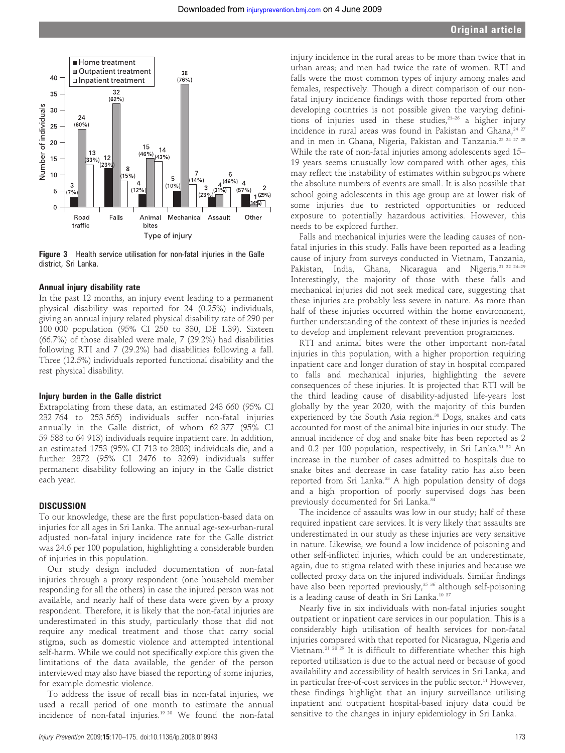Figure 3 Health service utilisation for non-fatal injuries in the Galle district, Sri Lanka.

### Annual injury disability rate

In the past 12 months, an injury event leading to a permanent physical disability was reported for 24 (0.25%) individuals, giving an annual injury related physical disability rate of 290 per 100 000 population (95% CI 250 to 330, DE 1.39). Sixteen (66.7%) of those disabled were male, 7 (29.2%) had disabilities following RTI and 7 (29.2%) had disabilities following a fall. Three (12.5%) individuals reported functional disability and the rest physical disability.

### Injury burden in the Galle district

Extrapolating from these data, an estimated 243 660 (95% CI 232 764 to 253 565) individuals suffer non-fatal injuries annually in the Galle district, of whom 62 377 (95% CI 59 588 to 64 913) individuals require inpatient care. In addition, an estimated 1753 (95% CI 713 to 2803) individuals die, and a further 2872 (95% CI 2476 to 3269) individuals suffer permanent disability following an injury in the Galle district each year.

## DISCUSSION

To our knowledge, these are the first population-based data on injuries for all ages in Sri Lanka. The annual age-sex-urban-rural adjusted non-fatal injury incidence rate for the Galle district was 24.6 per 100 population, highlighting a considerable burden of injuries in this population.

Our study design included documentation of non-fatal injuries through a proxy respondent (one household member responding for all the others) in case the injured person was not available, and nearly half of these data were given by a proxy respondent. Therefore, it is likely that the non-fatal injuries are underestimated in this study, particularly those that did not require any medical treatment and those that carry social stigma, such as domestic violence and attempted intentional self-harm. While we could not specifically explore this given the limitations of the data available, the gender of the person interviewed may also have biased the reporting of some injuries, for example domestic violence.

To address the issue of recall bias in non-fatal injuries, we used a recall period of one month to estimate the annual incidence of non-fatal injuries.[19 20] We found the non-fatal injury incidence in the rural areas to be more than twice that in urban areas; and men had twice the rate of women. RTI and falls were the most common types of injury among males and females, respectively. Though a direct comparison of our non-fatal injury incidence findings with those reported from other developing countries is not possible given the varying definitions of injuries used in these studies,[21–26] a higher injury incidence in rural areas was found in Pakistan and Ghana,[24 27] and in men in Ghana, Nigeria, Pakistan and Tanzania.[22 24 27 28] While the rate of non-fatal injuries among adolescents aged 15–19 years seems unusually low compared with other ages, this may reflect the instability of estimates within subgroups where the absolute numbers of events are small. It is also possible that school going adolescents in this age group are at lower risk of some injuries due to restricted opportunities or reduced exposure to potentially hazardous activities. However, this needs to be explored further.

Falls and mechanical injuries were the leading causes of non-fatal injuries in this study. Falls have been reported as a leading cause of injury from surveys conducted in Vietnam, Tanzania, Pakistan, India, Ghana, Nicaragua and Nigeria.[21 22 24–29] Interestingly, the majority of those with these falls and mechanical injuries did not seek medical care, suggesting that these injuries are probably less severe in nature. As more than half of these injuries occurred within the home environment, further understanding of the context of these injuries is needed to develop and implement relevant prevention programmes.

RTI and animal bites were the other important non-fatal injuries in this population, with a higher proportion requiring inpatient care and longer duration of stay in hospital compared to falls and mechanical injuries, highlighting the severe consequences of these injuries. It is projected that RTI will be the third leading cause of disability-adjusted life-years lost globally by the year 2020, with the majority of this burden experienced by the South Asia region.[30] Dogs, snakes and cats accounted for most of the animal bite injuries in our study. The annual incidence of dog and snake bite has been reported as 2 and 0.2 per 100 population, respectively, in Sri Lanka.[31 32] An increase in the number of cases admitted to hospitals due to snake bites and decrease in case fatality ratio has also been reported from Sri Lanka.[33] A high population density of dogs and a high proportion of poorly supervised dogs has been previously documented for Sri Lanka.[34]

The incidence of assaults was low in our study; half of these required inpatient care services. It is very likely that assaults are underestimated in our study as these injuries are very sensitive in nature. Likewise, we found a low incidence of poisoning and other self-inflicted injuries, which could be an underestimate, again, due to stigma related with these injuries and because we collected proxy data on the injured individuals. Similar findings have also been reported previously,[35 36] although self-poisoning is a leading cause of death in Sri Lanka.[10 37]

Nearly five in six individuals with non-fatal injuries sought outpatient or inpatient care services in our population. This is a considerably high utilisation of health services for non-fatal injuries compared with that reported for Nicaragua, Nigeria and Vietnam.[21 28 29] It is difficult to differentiate whether this high reported utilisation is due to the actual need or because of good availability and accessibility of health services in Sri Lanka, and in particular free-of-cost services in the public sector.[11] However, these findings highlight that an injury surveillance utilising inpatient and outpatient hospital-based injury data could be sensitive to the changes in injury epidemiology in Sri Lanka.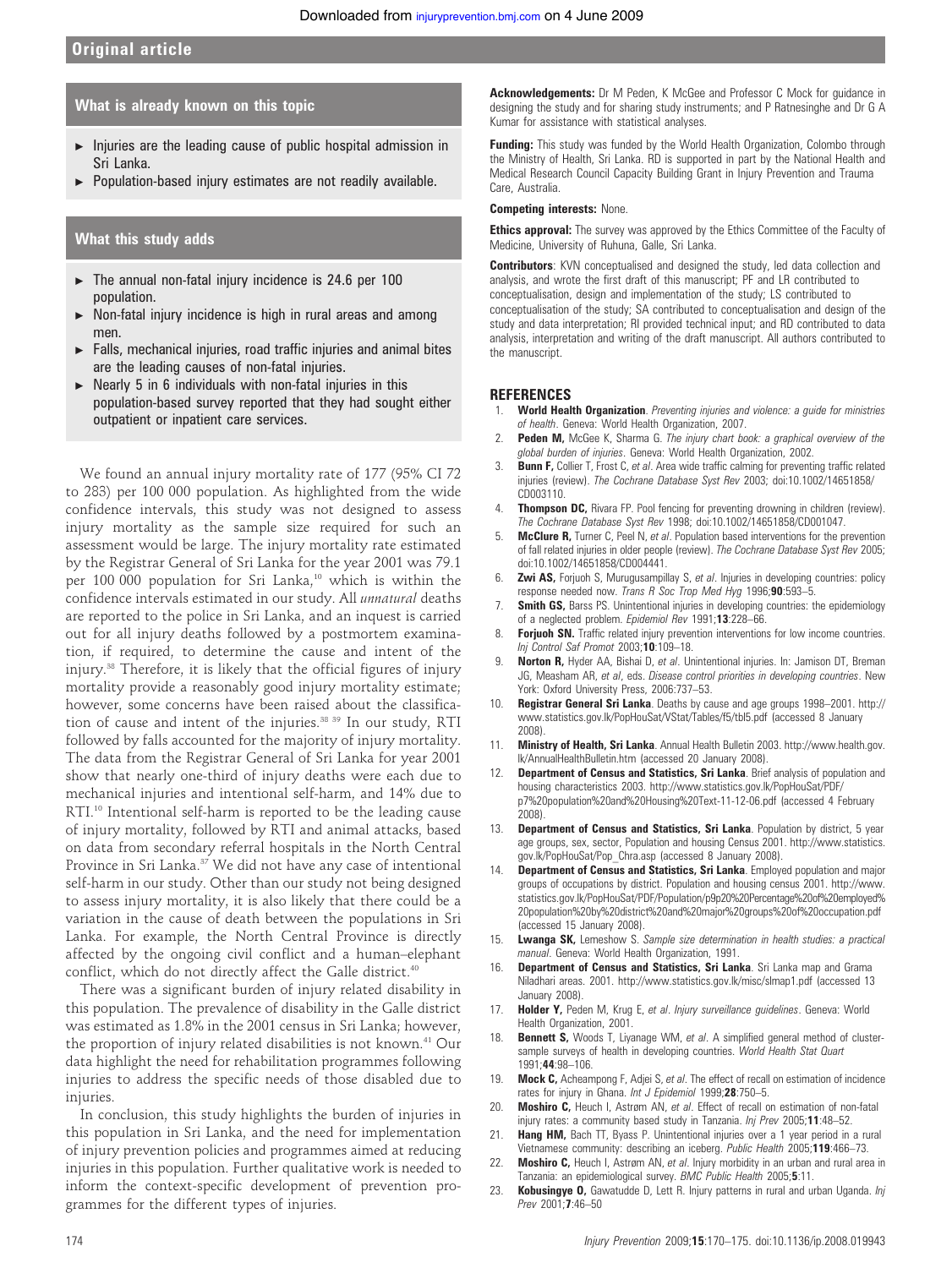## What is already known on this topic

- Injuries are the leading cause of public hospital admission in Sri Lanka.
- Population-based injury estimates are not readily available.

## What this study adds

- The annual non-fatal injury incidence is 24.6 per 100 population.
- Non-fatal injury incidence is high in rural areas and among men.
- Falls, mechanical injuries, road traffic injuries and animal bites are the leading causes of non-fatal injuries.
- Nearly 5 in 6 individuals with non-fatal injuries in this population-based survey reported that they had sought either outpatient or inpatient care services.

We found an annual injury mortality rate of 177 (95% CI 72 to 283) per 100 000 population. As highlighted from the wide confidence intervals, this study was not designed to assess injury mortality as the sample size required for such an assessment would be large. The injury mortality rate estimated by the Registrar General of Sri Lanka for the year 2001 was 79.1 per 100 000 population for Sri Lanka,[10] which is within the confidence intervals estimated in our study. All *unnatural* deaths are reported to the police in Sri Lanka, and an inquest is carried out for all injury deaths followed by a postmortem examination, if required, to determine the cause and intent of the injury.[38] Therefore, it is likely that the official figures of injury mortality provide a reasonably good injury mortality estimate; however, some concerns have been raised about the classification of cause and intent of the injuries.[38 39] In our study, RTI followed by falls accounted for the majority of injury mortality. The data from the Registrar General of Sri Lanka for year 2001 show that nearly one-third of injury deaths were each due to mechanical injuries and intentional self-harm, and 14% due to RTI.[10] Intentional self-harm is reported to be the leading cause of injury mortality, followed by RTI and animal attacks, based on data from secondary referral hospitals in the North Central Province in Sri Lanka.[37] We did not have any case of intentional self-harm in our study. Other than our study not being designed to assess injury mortality, it is also likely that there could be a variation in the cause of death between the populations in Sri Lanka. For example, the North Central Province is directly affected by the ongoing civil conflict and a human–elephant conflict, which do not directly affect the Galle district.[40]

There was a significant burden of injury related disability in this population. The prevalence of disability in the Galle district was estimated as 1.8% in the 2001 census in Sri Lanka; however, the proportion of injury related disabilities is not known.[41] Our data highlight the need for rehabilitation programmes following injuries to address the specific needs of those disabled due to injuries.

In conclusion, this study highlights the burden of injuries in this population in Sri Lanka, and the need for implementation of injury prevention policies and programmes aimed at reducing injuries in this population. Further qualitative work is needed to inform the context-specific development of prevention programmes for the different types of injuries.

**Acknowledgements:** Dr M Peden, K McGee and Professor C Mock for guidance in designing the study and for sharing study instruments; and P Ratnesinghe and Dr G A Kumar for assistance with statistical analyses.

**Funding:** This study was funded by the World Health Organization, Colombo through the Ministry of Health, Sri Lanka. RD is supported in part by the National Health and Medical Research Council Capacity Building Grant in Injury Prevention and Trauma Care, Australia.

**Competing interests:** None.

**Ethics approval:** The survey was approved by the Ethics Committee of the Faculty of Medicine, University of Ruhuna, Galle, Sri Lanka.

**Contributors**: KVN conceptualised and designed the study, led data collection and analysis, and wrote the first draft of this manuscript; PF and LR contributed to conceptualisation, design and implementation of the study; LS contributed to conceptualisation of the study; SA contributed to conceptualisation and design of the study and data interpretation; RI provided technical input; and RD contributed to data analysis, interpretation and writing of the draft manuscript. All authors contributed to the manuscript.

## REFERENCES

1. **World Health Organization**. *Preventing injuries and violence: a guide for ministries of health*. Geneva: World Health Organization, 2007.
2. **Peden M,** McGee K, Sharma G. *The injury chart book: a graphical overview of the global burden of injuries*. Geneva: World Health Organization, 2002.
3. **Bunn F,** Collier T, Frost C, *et al*. Area wide traffic calming for preventing traffic related injuries (review). *The Cochrane Database Syst Rev* 2003; doi:10.1002/14651858/CD003110.
4. **Thompson DC,** Rivara FP. Pool fencing for preventing drowning in children (review). *The Cochrane Database Syst Rev* 1998; doi:10.1002/14651858/CD001047.
5. **McClure R,** Turner C, Peel N, *et al*. Population based interventions for the prevention of fall related injuries in older people (review). *The Cochrane Database Syst Rev* 2005; doi:10.1002/14651858/CD004441.
6. **Zwi AS,** Forjuoh S, Murugusampillay S, *et al*. Injuries in developing countries: policy response needed now. *Trans R Soc Trop Med Hyg* 1996;**90**:593–5.
7. **Smith GS,** Barss PS. Unintentional injuries in developing countries: the epidemiology of a neglected problem. *Epidemiol Rev* 1991;**13**:228–66.
8. **Forjuoh SN.** Traffic related injury prevention interventions for low income countries. *Inj Control Saf Promot* 2003;**10**:109–18.
9. **Norton R,** Hyder AA, Bishai D, *et al*. Unintentional injuries. In: Jamison DT, Breman JG, Measham AR, *et al*, eds. *Disease control priorities in developing countries*. New York: Oxford University Press, 2006:737–53.
10. **Registrar General Sri Lanka**. Deaths by cause and age groups 1998–2001. http://www.statistics.gov.lk/PopHouSat/VStat/Tables/f5/tbl5.pdf (accessed 8 January 2008).
11. **Ministry of Health, Sri Lanka**. Annual Health Bulletin 2003. http://www.health.gov.lk/AnnualHealthBulletin.htm (accessed 20 January 2008).
12. **Department of Census and Statistics, Sri Lanka**. Brief analysis of population and housing characteristics 2003. http://www.statistics.gov.lk/PopHouSat/PDF/p7%20population%20and%20Housing%20Text-11-12-06.pdf (accessed 4 February 2008).
13. **Department of Census and Statistics, Sri Lanka**. Population by district, 5 year age groups, sex, sector, Population and housing Census 2001. http://www.statistics.gov.lk/PopHouSat/Pop_Chra.asp (accessed 8 January 2008).
14. **Department of Census and Statistics, Sri Lanka**. Employed population and major groups of occupations by district. Population and housing census 2001. http://www.statistics.gov.lk/PopHouSat/PDF/Population/p9p20%20Percentage%20of%20employed%20population%20by%20district%20and%20major%20groups%20of%20occupation.pdf (accessed 15 January 2008).
15. **Lwanga SK,** Lemeshow S. *Sample size determination in health studies: a practical manual*. Geneva: World Health Organization, 1991.
16. **Department of Census and Statistics, Sri Lanka**. Sri Lanka map and Grama Niladhari areas. 2001. http://www.statistics.gov.lk/misc/slmap1.pdf (accessed 13 January 2008).
17. **Holder Y,** Peden M, Krug E, *et al*. *Injury surveillance guidelines*. Geneva: World Health Organization, 2001.
18. **Bennett S,** Woods T, Liyanage WM, *et al*. A simplified general method of cluster-sample surveys of health in developing countries. *World Health Stat Quart* 1991;**44**:98–106.
19. **Mock C,** Acheampong F, Adjei S, *et al*. The effect of recall on estimation of incidence rates for injury in Ghana. *Int J Epidemiol* 1999;**28**:750–5.
20. **Moshiro C,** Heuch I, Astrøm AN, *et al*. Effect of recall on estimation of non-fatal injury rates: a community based study in Tanzania. *Inj Prev* 2005;**11**:48–52.
21. **Hang HM,** Bach TT, Byass P. Unintentional injuries over a 1 year period in a rural Vietnamese community: describing an iceberg. *Public Health* 2005;**119**:466–73.
22. **Moshiro C,** Heuch I, Astrøm AN, *et al*. Injury morbidity in an urban and rural area in Tanzania: an epidemiological survey. *BMC Public Health* 2005;**5**:11.
23. **Kobusingye O,** Gawatudde D, Lett R. Injury patterns in rural and urban Uganda. *Inj Prev* 2001;**7**:46–50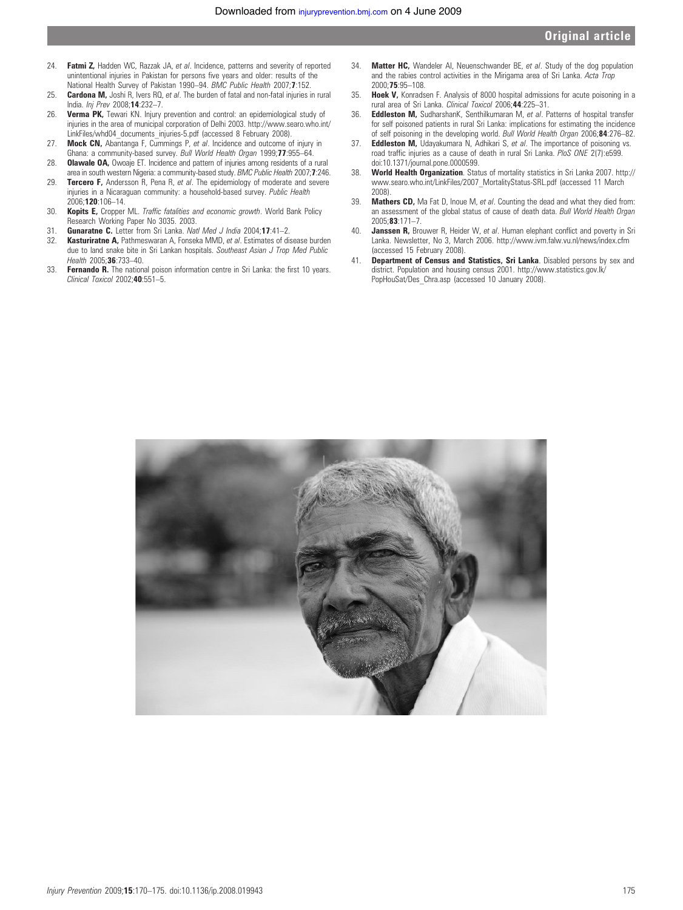24. **Fatmi Z,** Hadden WC, Razzak JA, *et al*. Incidence, patterns and severity of reported unintentional injuries in Pakistan for persons five years and older: results of the National Health Survey of Pakistan 1990–94. *BMC Public Health* 2007;**7**:152.
25. **Cardona M,** Joshi R, Ivers RQ, *et al*. The burden of fatal and non-fatal injuries in rural India. *Inj Prev* 2008;**14**:232–7.
26. **Verma PK,** Tewari KN. Injury prevention and control: an epidemiological study of injuries in the area of municipal corporation of Delhi 2003. http://www.searo.who.int/LinkFiles/whd04_documents_injuries-5.pdf (accessed 8 February 2008).
27. **Mock CN,** Abantanga F, Cummings P, *et al*. Incidence and outcome of injury in Ghana: a community-based survey. *Bull World Health Organ* 1999;**77**:955–64.
28. **Olawale OA,** Owoaje ET. Incidence and pattern of injuries among residents of a rural area in south western Nigeria: a community-based study. *BMC Public Health* 2007;**7**:246.
29. **Tercero F,** Andersson R, Pena R, *et al*. The epidemiology of moderate and severe injuries in a Nicaraguan community: a household-based survey. *Public Health* 2006;**120**:106–14.
30. **Kopits E,** Cropper ML. *Traffic fatalities and economic growth*. World Bank Policy Research Working Paper No 3035. 2003.
31. **Gunaratne C.** Letter from Sri Lanka. *Natl Med J India* 2004;**17**:41–2.
32. **Kasturiratne A,** Pathmeswaran A, Fonseka MMD, *et al*. Estimates of disease burden due to land snake bite in Sri Lankan hospitals. *Southeast Asian J Trop Med Public Health* 2005;**36**:733–40.
33. **Fernando R.** The national poison information centre in Sri Lanka: the first 10 years. *Clinical Toxicol* 2002;**40**:551–5.
34. **Matter HC,** Wandeler AI, Neuenschwander BE, *et al*. Study of the dog population and the rabies control activities in the Mirigama area of Sri Lanka. *Acta Trop* 2000;**75**:95–108.
35. **Hoek V,** Konradsen F. Analysis of 8000 hospital admissions for acute poisoning in a rural area of Sri Lanka. *Clinical Toxicol* 2006;**44**:225–31.
36. **Eddleston M,** SudharshanK, Senthilkumaran M, *et al*. Patterns of hospital transfer for self poisoned patients in rural Sri Lanka: implications for estimating the incidence of self poisoning in the developing world. *Bull World Health Organ* 2006;**84**:276–82.
37. **Eddleston M,** Udayakumara N, Adhikari S, *et al*. The importance of poisoning vs. road traffic injuries as a cause of death in rural Sri Lanka. *PloS ONE* 2(7):e599. doi:10.1371/journal.pone.0000599.
38. **World Health Organization**. Status of mortality statistics in Sri Lanka 2007. http://www.searo.who.int/LinkFiles/2007_MortalityStatus-SRL.pdf (accessed 11 March 2008).
39. **Mathers CD,** Ma Fat D, Inoue M, *et al*. Counting the dead and what they died from: an assessment of the global status of cause of death data. *Bull World Health Organ* 2005;**83**:171–7.
40. **Janssen R,** Brouwer R, Heider W, *et al*. Human elephant conflict and poverty in Sri Lanka. Newsletter, No 3, March 2006. http://www.ivm.falw.vu.nl/news/index.cfm (accessed 15 February 2008).
41. **Department of Census and Statistics, Sri Lanka**. Disabled persons by sex and district. Population and housing census 2001. http://www.statistics.gov.lk/PopHouSat/Des_Chra.asp (accessed 10 January 2008).